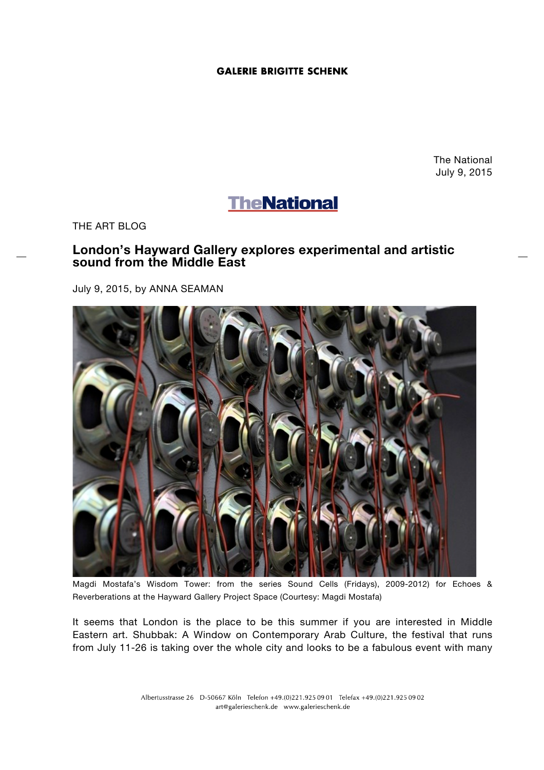GALERIE BRIGITTE SCHENK

The National
July 9, 2015

TheNational

THE ART BLOG

## London's Hayward Gallery explores experimental and artistic sound from the Middle East

July 9, 2015, by ANNA SEAMAN

Magdi Mostafa's Wisdom Tower: from the series Sound Cells (Fridays), 2009-2012) for Echoes & Reverberations at the Hayward Gallery Project Space (Courtesy: Magdi Mostafa)

It seems that London is the place to be this summer if you are interested in Middle Eastern art. Shubbak: A Window on Contemporary Arab Culture, the festival that runs from July 11-26 is taking over the whole city and looks to be a fabulous event with many

Albertusstrasse 26 D-50667 Köln Telefon +49.(0)221.925 09 01 Telefax +49.(0)221.925 09 02
art@galerieschenk.de www.galerieschenk.de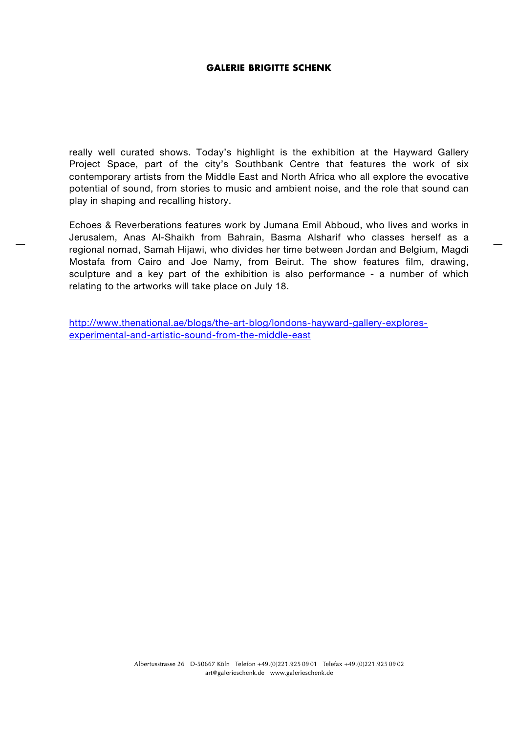really well curated shows. Today's highlight is the exhibition at the Hayward Gallery Project Space, part of the city's Southbank Centre that features the work of six contemporary artists from the Middle East and North Africa who all explore the evocative potential of sound, from stories to music and ambient noise, and the role that sound can play in shaping and recalling history.

Echoes & Reverberations features work by Jumana Emil Abboud, who lives and works in Jerusalem, Anas Al-Shaikh from Bahrain, Basma Alsharif who classes herself as a regional nomad, Samah Hijawi, who divides her time between Jordan and Belgium, Magdi Mostafa from Cairo and Joe Namy, from Beirut. The show features film, drawing, sculpture and a key part of the exhibition is also performance - a number of which relating to the artworks will take place on July 18.

[http://www.thenational.ae/blogs/the-art-blog/londons-hayward-gallery-explores-experimental-and-artistic-sound-from-the-middle-east](http://www.thenational.ae/blogs/the-art-blog/londons-hayward-gallery-explores-experimental-and-artistic-sound-from-the-middle-east)